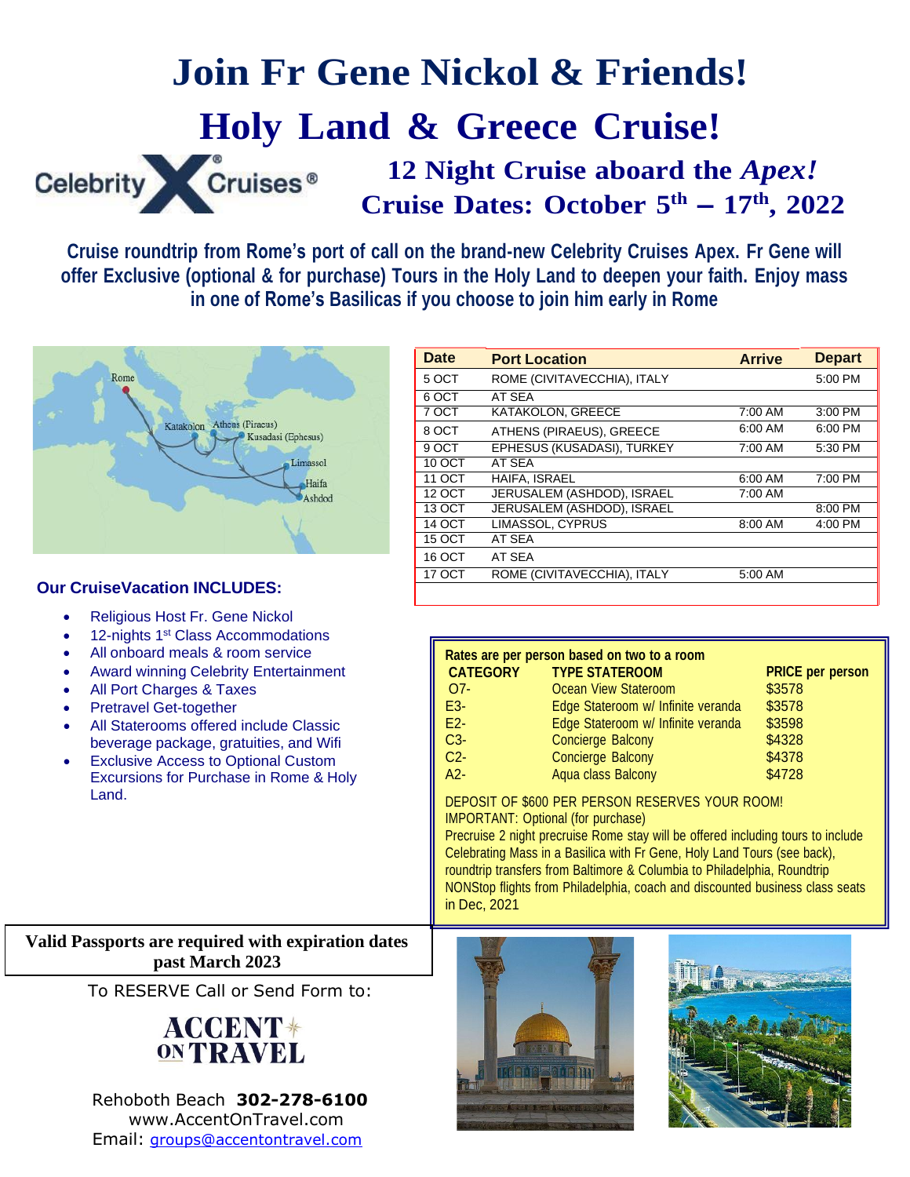# Join Fr Gene Nickol & Friends!

# Holy Land & Greece Cruise!

Celebrity Cruises®

## 12 Night Cruise aboard the *Apex!*

## Cruise Dates: October 5th – 17th, 2022

**Cruise roundtrip from Rome's port of call on the brand-new Celebrity Cruises Apex. Fr Gene will offer Exclusive (optional & for purchase) Tours in the Holy Land to deepen your faith. Enjoy mass in one of Rome's Basilicas if you choose to join him early in Rome**

| Date | Port Location | Arrive | Depart |
|---|---|---|---|
| 5 OCT | ROME (CIVITAVECCHIA), ITALY | | 5:00 PM |
| 6 OCT | AT SEA | | |
| 7 OCT | KATAKOLON, GREECE | 7:00 AM | 3:00 PM |
| 8 OCT | ATHENS (PIRAEUS), GREECE | 6:00 AM | 6:00 PM |
| 9 OCT | EPHESUS (KUSADASI), TURKEY | 7:00 AM | 5:30 PM |
| 10 OCT | AT SEA | | |
| 11 OCT | HAIFA, ISRAEL | 6:00 AM | 7:00 PM |
| 12 OCT | JERUSALEM (ASHDOD), ISRAEL | 7:00 AM | |
| 13 OCT | JERUSALEM (ASHDOD), ISRAEL | | 8:00 PM |
| 14 OCT | LIMASSOL, CYPRUS | 8:00 AM | 4:00 PM |
| 15 OCT | AT SEA | | |
| 16 OCT | AT SEA | | |
| 17 OCT | ROME (CIVITAVECCHIA), ITALY | 5:00 AM | |

### Our CruiseVacation INCLUDES:

- Religious Host Fr. Gene Nickol
- 12-nights 1st Class Accommodations
- All onboard meals & room service
- Award winning Celebrity Entertainment
- All Port Charges & Taxes
- Pretravel Get-together
- All Staterooms offered include Classic beverage package, gratuities, and Wifi
- Exclusive Access to Optional Custom Excursions for Purchase in Rome & Holy Land.

**Rates are per person based on two to a room**

| CATEGORY | TYPE STATEROOM | PRICE per person |
|---|---|---|
| O7- | Ocean View Stateroom | $3578 |
| E3- | Edge Stateroom w/ Infinite veranda | $3578 |
| E2- | Edge Stateroom w/ Infinite veranda | $3598 |
| C3- | Concierge Balcony | $4328 |
| C2- | Concierge Balcony | $4378 |
| A2- | Aqua class Balcony | $4728 |

DEPOSIT OF $600 PER PERSON RESERVES YOUR ROOM!
IMPORTANT: Optional (for purchase)
Precruise 2 night precruise Rome stay will be offered including tours to include Celebrating Mass in a Basilica with Fr Gene, Holy Land Tours (see back), roundtrip transfers from Baltimore & Columbia to Philadelphia, Roundtrip NONStop flights from Philadelphia, coach and discounted business class seats in Dec, 2021

**Valid Passports are required with expiration dates past March 2023**

To RESERVE Call or Send Form to:

ACCENT ON TRAVEL

Rehoboth Beach **302-278-6100**
www.AccentOnTravel.com
Email: groups@accentontravel.com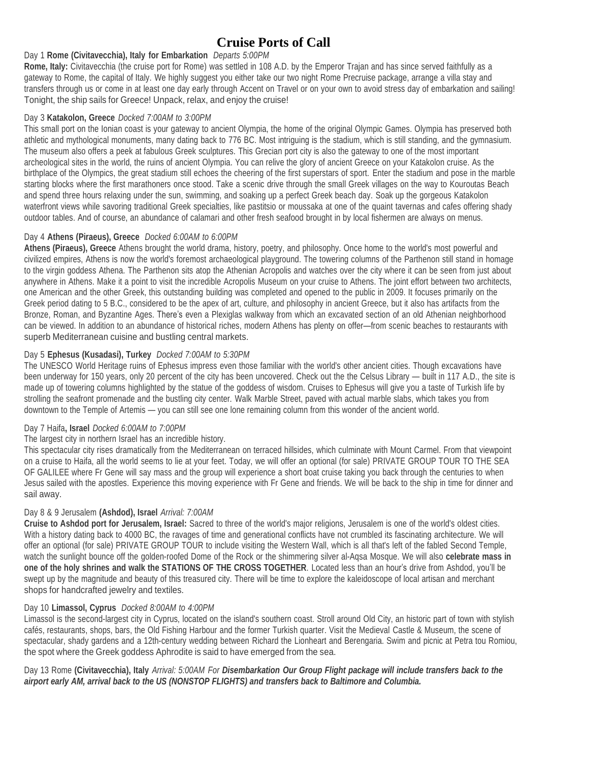# Cruise Ports of Call

Day 1 **Rome (Civitavecchia), Italy for Embarkation** *Departs 5:00PM*

**Rome, Italy:** Civitavecchia (the cruise port for Rome) was settled in 108 A.D. by the Emperor Trajan and has since served faithfully as a gateway to Rome, the capital of Italy. We highly suggest you either take our two night Rome Precruise package, arrange a villa stay and transfers through us or come in at least one day early through Accent on Travel or on your own to avoid stress day of embarkation and sailing! Tonight, the ship sails for Greece! Unpack, relax, and enjoy the cruise!

Day 3 **Katakolon, Greece** *Docked 7:00AM to 3:00PM*

This small port on the Ionian coast is your gateway to ancient Olympia, the home of the original Olympic Games. Olympia has preserved both athletic and mythological monuments, many dating back to 776 BC. Most intriguing is the stadium, which is still standing, and the gymnasium. The museum also offers a peek at fabulous Greek sculptures. This Grecian port city is also the gateway to one of the most important archeological sites in the world, the ruins of ancient Olympia. You can relive the glory of ancient Greece on your Katakolon cruise. As the birthplace of the Olympics, the great stadium still echoes the cheering of the first superstars of sport. Enter the stadium and pose in the marble starting blocks where the first marathoners once stood. Take a scenic drive through the small Greek villages on the way to Kouroutas Beach and spend three hours relaxing under the sun, swimming, and soaking up a perfect Greek beach day. Soak up the gorgeous Katakolon waterfront views while savoring traditional Greek specialties, like pastitsio or moussaka at one of the quaint tavernas and cafes offering shady outdoor tables. And of course, an abundance of calamari and other fresh seafood brought in by local fishermen are always on menus.

Day 4 **Athens (Piraeus), Greece** *Docked 6:00AM to 6:00PM*

**Athens (Piraeus), Greece** Athens brought the world drama, history, poetry, and philosophy. Once home to the world's most powerful and civilized empires, Athens is now the world's foremost archaeological playground. The towering columns of the Parthenon still stand in homage to the virgin goddess Athena. The Parthenon sits atop the Athenian Acropolis and watches over the city where it can be seen from just about anywhere in Athens. Make it a point to visit the incredible Acropolis Museum on your cruise to Athens. The joint effort between two architects, one American and the other Greek, this outstanding building was completed and opened to the public in 2009. It focuses primarily on the Greek period dating to 5 B.C., considered to be the apex of art, culture, and philosophy in ancient Greece, but it also has artifacts from the Bronze, Roman, and Byzantine Ages. There's even a Plexiglas walkway from which an excavated section of an old Athenian neighborhood can be viewed. In addition to an abundance of historical riches, modern Athens has plenty on offer—from scenic beaches to restaurants with superb Mediterranean cuisine and bustling central markets.

Day 5 **Ephesus (Kusadasi), Turkey** *Docked 7:00AM to 5:30PM*

The UNESCO World Heritage ruins of Ephesus impress even those familiar with the world's other ancient cities. Though excavations have been underway for 150 years, only 20 percent of the city has been uncovered. Check out the the Celsus Library — built in 117 A.D., the site is made up of towering columns highlighted by the statue of the goddess of wisdom. Cruises to Ephesus will give you a taste of Turkish life by strolling the seafront promenade and the bustling city center. Walk Marble Street, paved with actual marble slabs, which takes you from downtown to the Temple of Artemis — you can still see one lone remaining column from this wonder of the ancient world.

Day 7 Haifa**, Israel** *Docked 6:00AM to 7:00PM*

The largest city in northern Israel has an incredible history.

This spectacular city rises dramatically from the Mediterranean on terraced hillsides, which culminate with Mount Carmel. From that viewpoint on a cruise to Haifa, all the world seems to lie at your feet. Today, we will offer an optional (for sale) PRIVATE GROUP TOUR TO THE SEA OF GALILEE where Fr Gene will say mass and the group will experience a short boat cruise taking you back through the centuries to when Jesus sailed with the apostles. Experience this moving experience with Fr Gene and friends. We will be back to the ship in time for dinner and sail away.

Day 8 & 9 Jerusalem **(Ashdod), Israel** *Arrival: 7:00AM*

**Cruise to Ashdod port for Jerusalem, Israel:** Sacred to three of the world's major religions, Jerusalem is one of the world's oldest cities. With a history dating back to 4000 BC, the ravages of time and generational conflicts have not crumbled its fascinating architecture. We will offer an optional (for sale) PRIVATE GROUP TOUR to include visiting the Western Wall, which is all that's left of the fabled Second Temple, watch the sunlight bounce off the golden-roofed Dome of the Rock or the shimmering silver al-Aqsa Mosque. We will also **celebrate mass in one of the holy shrines and walk the STATIONS OF THE CROSS TOGETHER**. Located less than an hour's drive from Ashdod, you'll be swept up by the magnitude and beauty of this treasured city. There will be time to explore the kaleidoscope of local artisan and merchant shops for handcrafted jewelry and textiles.

Day 10 **Limassol, Cyprus** *Docked 8:00AM to 4:00PM*

Limassol is the second-largest city in Cyprus, located on the island's southern coast. Stroll around Old City, an historic part of town with stylish cafés, restaurants, shops, bars, the Old Fishing Harbour and the former Turkish quarter. Visit the Medieval Castle & Museum, the scene of spectacular, shady gardens and a 12th-century wedding between Richard the Lionheart and Berengaria. Swim and picnic at Petra tou Romiou, the spot where the Greek goddess Aphrodite is said to have emerged from the sea.

Day 13 Rome **(Civitavecchia), Italy** *Arrival: 5:00AM For* ***Disembarkation Our Group Flight package will include transfers back to the airport early AM, arrival back to the US (NONSTOP FLIGHTS) and transfers back to Baltimore and Columbia.***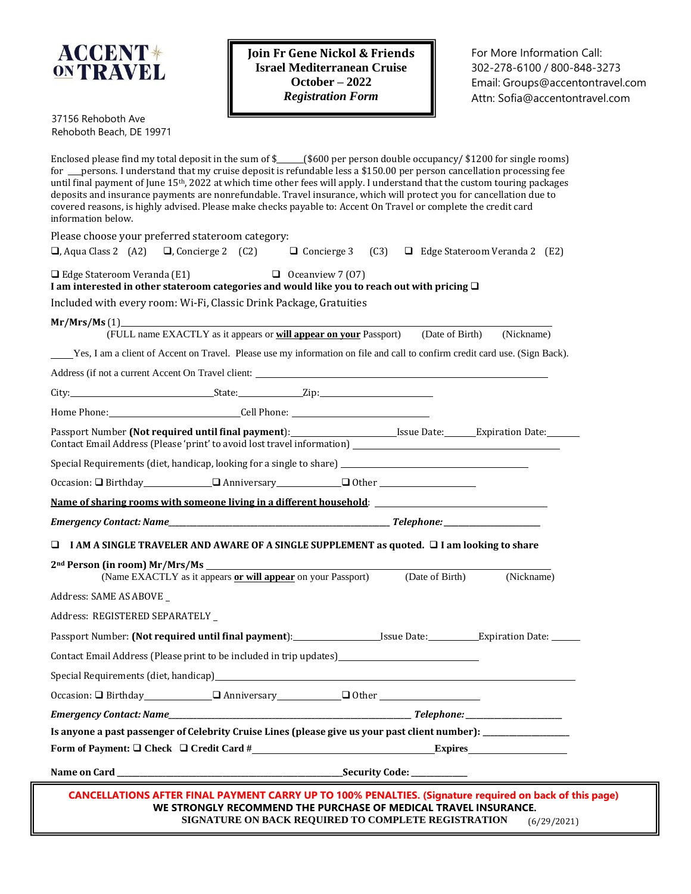**ACCENT ON TRAVEL**

37156 Rehoboth Ave
Rehoboth Beach, DE 19971

**Join Fr Gene Nickol & Friends**
**Israel Mediterranean Cruise**
**October – 2022**
***Registration Form***

For More Information Call:
302-278-6100 / 800-848-3273
Email: Groups@accentontravel.com
Attn: Sofia@accentontravel.com

Enclosed please find my total deposit in the sum of $_____($600 per person double occupancy/ $1200 for single rooms) for ___persons. I understand that my cruise deposit is refundable less a $150.00 per person cancellation processing fee until final payment of June 15th, 2022 at which time other fees will apply. I understand that the custom touring packages deposits and insurance payments are nonrefundable. Travel insurance, which will protect you for cancellation due to covered reasons, is highly advised. Please make checks payable to: Accent On Travel or complete the credit card information below.

Please choose your preferred stateroom category:

❑, Aqua Class 2 (A2) ❑, Concierge 2 (C2) ❑ Concierge 3 (C3) ❑ Edge Stateroom Veranda 2 (E2)

❑ Edge Stateroom Veranda (E1) ❑ Oceanview 7 (O7)

**I am interested in other stateroom categories and would like you to reach out with pricing ❑**

Included with every room: Wi-Fi, Classic Drink Package, Gratuities

**Mr/Mrs/Ms** (1)________________________________________________
(FULL name EXACTLY as it appears or **will appear on your** Passport) (Date of Birth) (Nickname)

____Yes, I am a client of Accent on Travel. Please use my information on file and call to confirm credit card use. (Sign Back).

Address (if not a current Accent On Travel client: ________________________________

City:__________________State:__________Zip:__________________

Home Phone:____________________Cell Phone: ____________________

Passport Number **(Not required until final payment)**:________________Issue Date:______Expiration Date:______
Contact Email Address (Please 'print' to avoid lost travel information) ________________________

Special Requirements (diet, handicap, looking for a single to share) ________________________

Occasion: ❑ Birthday__________ ❑ Anniversary__________ ❑ Other ______________

**Name of sharing rooms with someone living in a different household**: ________________________

***Emergency Contact: Name*____________________________________ *Telephone:*______________**

❑ **I AM A SINGLE TRAVELER AND AWARE OF A SINGLE SUPPLEMENT as quoted. ❑ I am looking to share**

**2nd Person (in room) Mr/Mrs/Ms** ________________________________________________
(Name EXACTLY as it appears **or will appear** on your Passport) (Date of Birth) (Nickname)

Address: SAME AS ABOVE _

Address: REGISTERED SEPARATELY _

Passport Number: **(Not required until final payment)**:______________Issue Date:________Expiration Date: _____

Contact Email Address (Please print to be included in trip updates)______________________

Special Requirements (diet, handicap)________________________________________________

Occasion: ❑ Birthday__________ ❑ Anniversary__________ ❑ Other ______________

***Emergency Contact: Name*____________________________________ *Telephone:*______________**

**Is anyone a past passenger of Celebrity Cruise Lines (please give us your past client number): ______________**

**Form of Payment: ❑ Check ❑ Credit Card #**____________________________**Expires**______________

**Name on Card** ______________________________________**Security Code:** __________

**CANCELLATIONS AFTER FINAL PAYMENT CARRY UP TO 100% PENALTIES. (Signature required on back of this page)**
**WE STRONGLY RECOMMEND THE PURCHASE OF MEDICAL TRAVEL INSURANCE.**
**SIGNATURE ON BACK REQUIRED TO COMPLETE REGISTRATION** (6/29/2021)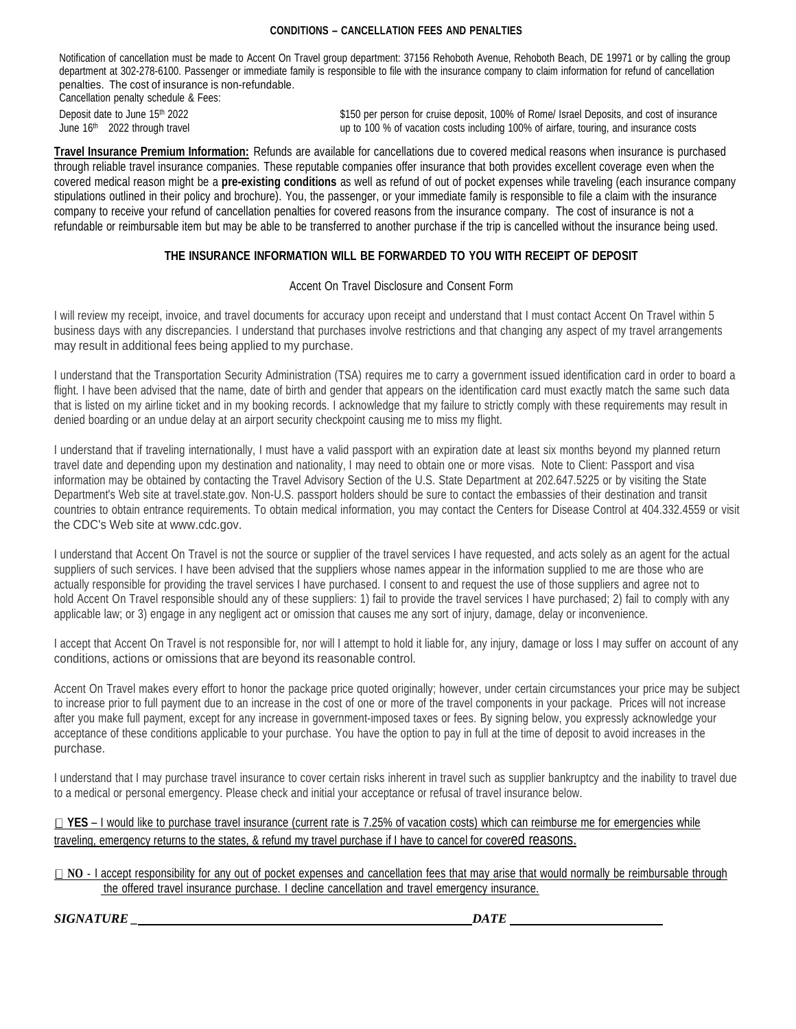**CONDITIONS – CANCELLATION FEES AND PENALTIES**

Notification of cancellation must be made to Accent On Travel group department: 37156 Rehoboth Avenue, Rehoboth Beach, DE 19971 or by calling the group department at 302-278-6100. Passenger or immediate family is responsible to file with the insurance company to claim information for refund of cancellation penalties. The cost of insurance is non-refundable.

Cancellation penalty schedule & Fees:

| | |
|---|---|
| Deposit date to June 15th 2022 | $150 per person for cruise deposit, 100% of Rome/ Israel Deposits, and cost of insurance |
| June 16th 2022 through travel | up to 100 % of vacation costs including 100% of airfare, touring, and insurance costs |

**Travel Insurance Premium Information:** Refunds are available for cancellations due to covered medical reasons when insurance is purchased through reliable travel insurance companies. These reputable companies offer insurance that both provides excellent coverage even when the covered medical reason might be a **pre-existing conditions** as well as refund of out of pocket expenses while traveling (each insurance company stipulations outlined in their policy and brochure). You, the passenger, or your immediate family is responsible to file a claim with the insurance company to receive your refund of cancellation penalties for covered reasons from the insurance company. The cost of insurance is not a refundable or reimbursable item but may be able to be transferred to another purchase if the trip is cancelled without the insurance being used.

**THE INSURANCE INFORMATION WILL BE FORWARDED TO YOU WITH RECEIPT OF DEPOSIT**

Accent On Travel Disclosure and Consent Form

I will review my receipt, invoice, and travel documents for accuracy upon receipt and understand that I must contact Accent On Travel within 5 business days with any discrepancies. I understand that purchases involve restrictions and that changing any aspect of my travel arrangements may result in additional fees being applied to my purchase.

I understand that the Transportation Security Administration (TSA) requires me to carry a government issued identification card in order to board a flight. I have been advised that the name, date of birth and gender that appears on the identification card must exactly match the same such data that is listed on my airline ticket and in my booking records. I acknowledge that my failure to strictly comply with these requirements may result in denied boarding or an undue delay at an airport security checkpoint causing me to miss my flight.

I understand that if traveling internationally, I must have a valid passport with an expiration date at least six months beyond my planned return travel date and depending upon my destination and nationality, I may need to obtain one or more visas. Note to Client: Passport and visa information may be obtained by contacting the Travel Advisory Section of the U.S. State Department at 202.647.5225 or by visiting the State Department's Web site at travel.state.gov. Non-U.S. passport holders should be sure to contact the embassies of their destination and transit countries to obtain entrance requirements. To obtain medical information, you may contact the Centers for Disease Control at 404.332.4559 or visit the CDC's Web site at www.cdc.gov.

I understand that Accent On Travel is not the source or supplier of the travel services I have requested, and acts solely as an agent for the actual suppliers of such services. I have been advised that the suppliers whose names appear in the information supplied to me are those who are actually responsible for providing the travel services I have purchased. I consent to and request the use of those suppliers and agree not to hold Accent On Travel responsible should any of these suppliers: 1) fail to provide the travel services I have purchased; 2) fail to comply with any applicable law; or 3) engage in any negligent act or omission that causes me any sort of injury, damage, delay or inconvenience.

I accept that Accent On Travel is not responsible for, nor will I attempt to hold it liable for, any injury, damage or loss I may suffer on account of any conditions, actions or omissions that are beyond its reasonable control.

Accent On Travel makes every effort to honor the package price quoted originally; however, under certain circumstances your price may be subject to increase prior to full payment due to an increase in the cost of one or more of the travel components in your package. Prices will not increase after you make full payment, except for any increase in government-imposed taxes or fees. By signing below, you expressly acknowledge your acceptance of these conditions applicable to your purchase. You have the option to pay in full at the time of deposit to avoid increases in the purchase.

I understand that I may purchase travel insurance to cover certain risks inherent in travel such as supplier bankruptcy and the inability to travel due to a medical or personal emergency. Please check and initial your acceptance or refusal of travel insurance below.

☐ **YES** – I would like to purchase travel insurance (current rate is 7.25% of vacation costs) which can reimburse me for emergencies while traveling, emergency returns to the states, & refund my travel purchase if I have to cancel for covered reasons.

☐ **NO** - I accept responsibility for any out of pocket expenses and cancellation fees that may arise that would normally be reimbursable through the offered travel insurance purchase. I decline cancellation and travel emergency insurance.

***SIGNATURE*** ______________________________ ***DATE*** ____________________